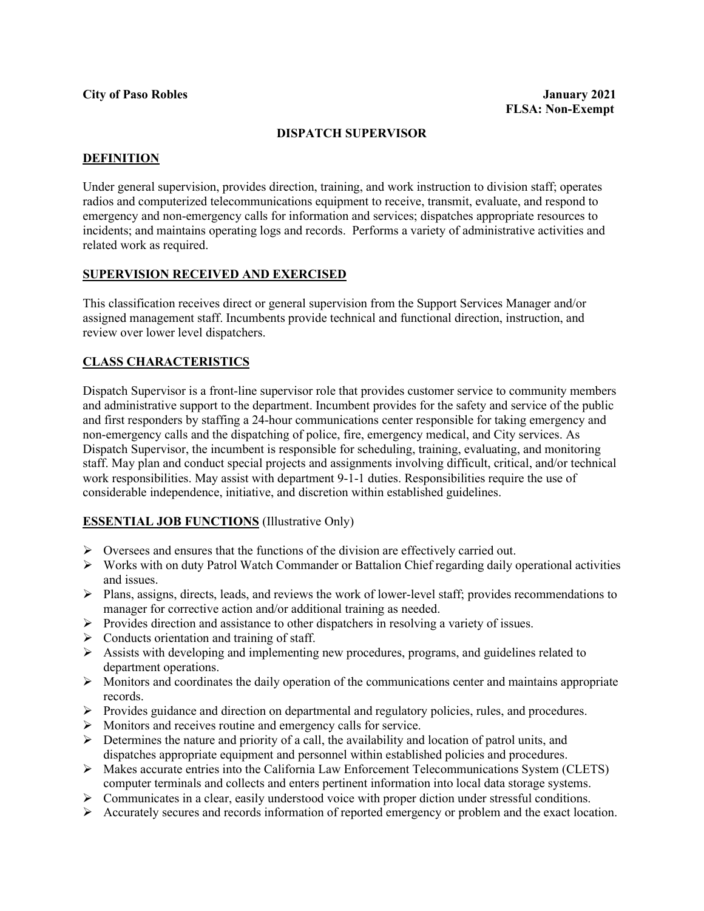**City of Paso Robles**

**January 2021**
**FLSA: Non-Exempt**

# DISPATCH SUPERVISOR

## DEFINITION

Under general supervision, provides direction, training, and work instruction to division staff; operates radios and computerized telecommunications equipment to receive, transmit, evaluate, and respond to emergency and non-emergency calls for information and services; dispatches appropriate resources to incidents; and maintains operating logs and records. Performs a variety of administrative activities and related work as required.

## SUPERVISION RECEIVED AND EXERCISED

This classification receives direct or general supervision from the Support Services Manager and/or assigned management staff. Incumbents provide technical and functional direction, instruction, and review over lower level dispatchers.

## CLASS CHARACTERISTICS

Dispatch Supervisor is a front-line supervisor role that provides customer service to community members and administrative support to the department. Incumbent provides for the safety and service of the public and first responders by staffing a 24-hour communications center responsible for taking emergency and non-emergency calls and the dispatching of police, fire, emergency medical, and City services. As Dispatch Supervisor, the incumbent is responsible for scheduling, training, evaluating, and monitoring staff. May plan and conduct special projects and assignments involving difficult, critical, and/or technical work responsibilities. May assist with department 9-1-1 duties. Responsibilities require the use of considerable independence, initiative, and discretion within established guidelines.

## ESSENTIAL JOB FUNCTIONS (Illustrative Only)

- Oversees and ensures that the functions of the division are effectively carried out.
- Works with on duty Patrol Watch Commander or Battalion Chief regarding daily operational activities and issues.
- Plans, assigns, directs, leads, and reviews the work of lower-level staff; provides recommendations to manager for corrective action and/or additional training as needed.
- Provides direction and assistance to other dispatchers in resolving a variety of issues.
- Conducts orientation and training of staff.
- Assists with developing and implementing new procedures, programs, and guidelines related to department operations.
- Monitors and coordinates the daily operation of the communications center and maintains appropriate records.
- Provides guidance and direction on departmental and regulatory policies, rules, and procedures.
- Monitors and receives routine and emergency calls for service.
- Determines the nature and priority of a call, the availability and location of patrol units, and dispatches appropriate equipment and personnel within established policies and procedures.
- Makes accurate entries into the California Law Enforcement Telecommunications System (CLETS) computer terminals and collects and enters pertinent information into local data storage systems.
- Communicates in a clear, easily understood voice with proper diction under stressful conditions.
- Accurately secures and records information of reported emergency or problem and the exact location.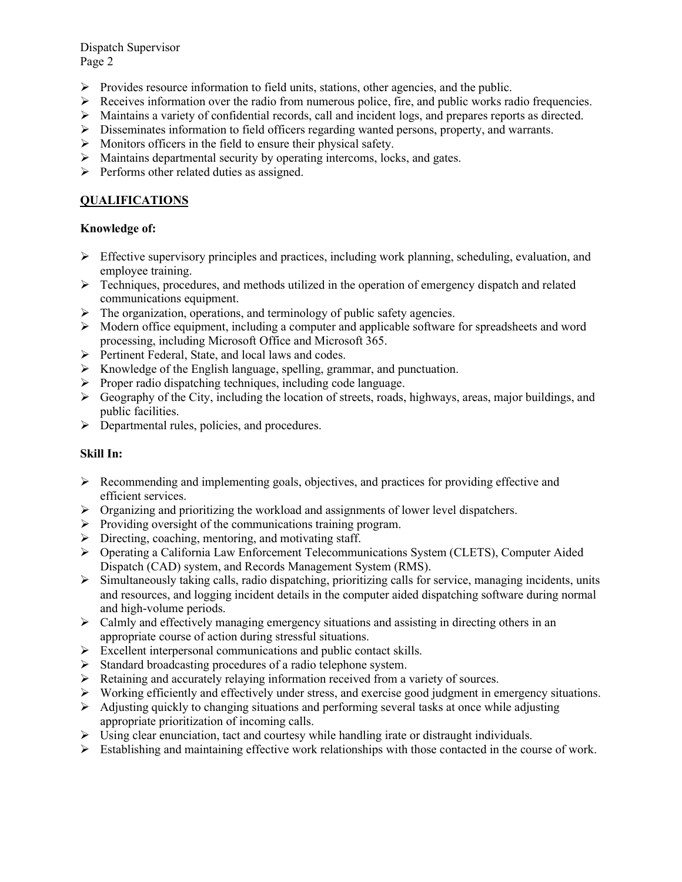- Provides resource information to field units, stations, other agencies, and the public.
- Receives information over the radio from numerous police, fire, and public works radio frequencies.
- Maintains a variety of confidential records, call and incident logs, and prepares reports as directed.
- Disseminates information to field officers regarding wanted persons, property, and warrants.
- Monitors officers in the field to ensure their physical safety.
- Maintains departmental security by operating intercoms, locks, and gates.
- Performs other related duties as assigned.

## QUALIFICATIONS

**Knowledge of:**

- Effective supervisory principles and practices, including work planning, scheduling, evaluation, and employee training.
- Techniques, procedures, and methods utilized in the operation of emergency dispatch and related communications equipment.
- The organization, operations, and terminology of public safety agencies.
- Modern office equipment, including a computer and applicable software for spreadsheets and word processing, including Microsoft Office and Microsoft 365.
- Pertinent Federal, State, and local laws and codes.
- Knowledge of the English language, spelling, grammar, and punctuation.
- Proper radio dispatching techniques, including code language.
- Geography of the City, including the location of streets, roads, highways, areas, major buildings, and public facilities.
- Departmental rules, policies, and procedures.

**Skill In:**

- Recommending and implementing goals, objectives, and practices for providing effective and efficient services.
- Organizing and prioritizing the workload and assignments of lower level dispatchers.
- Providing oversight of the communications training program.
- Directing, coaching, mentoring, and motivating staff.
- Operating a California Law Enforcement Telecommunications System (CLETS), Computer Aided Dispatch (CAD) system, and Records Management System (RMS).
- Simultaneously taking calls, radio dispatching, prioritizing calls for service, managing incidents, units and resources, and logging incident details in the computer aided dispatching software during normal and high-volume periods.
- Calmly and effectively managing emergency situations and assisting in directing others in an appropriate course of action during stressful situations.
- Excellent interpersonal communications and public contact skills.
- Standard broadcasting procedures of a radio telephone system.
- Retaining and accurately relaying information received from a variety of sources.
- Working efficiently and effectively under stress, and exercise good judgment in emergency situations.
- Adjusting quickly to changing situations and performing several tasks at once while adjusting appropriate prioritization of incoming calls.
- Using clear enunciation, tact and courtesy while handling irate or distraught individuals.
- Establishing and maintaining effective work relationships with those contacted in the course of work.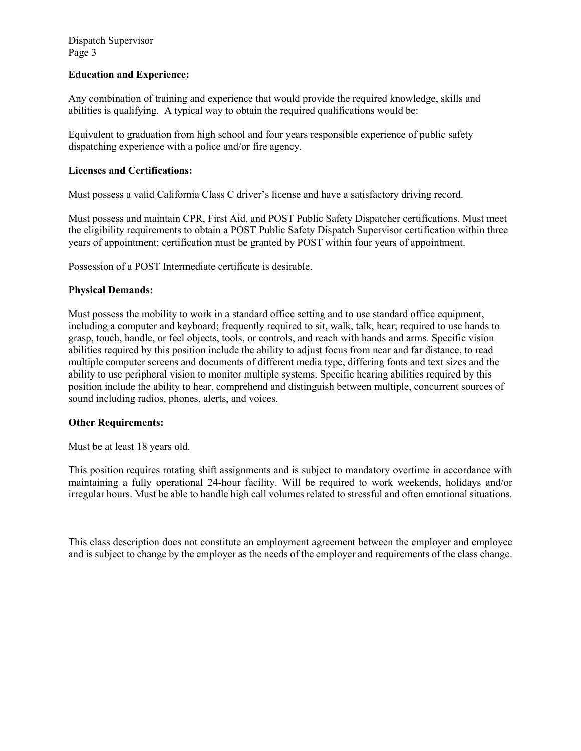**Education and Experience:**

Any combination of training and experience that would provide the required knowledge, skills and abilities is qualifying. A typical way to obtain the required qualifications would be:

Equivalent to graduation from high school and four years responsible experience of public safety dispatching experience with a police and/or fire agency.

**Licenses and Certifications:**

Must possess a valid California Class C driver's license and have a satisfactory driving record.

Must possess and maintain CPR, First Aid, and POST Public Safety Dispatcher certifications. Must meet the eligibility requirements to obtain a POST Public Safety Dispatch Supervisor certification within three years of appointment; certification must be granted by POST within four years of appointment.

Possession of a POST Intermediate certificate is desirable.

**Physical Demands:**

Must possess the mobility to work in a standard office setting and to use standard office equipment, including a computer and keyboard; frequently required to sit, walk, talk, hear; required to use hands to grasp, touch, handle, or feel objects, tools, or controls, and reach with hands and arms. Specific vision abilities required by this position include the ability to adjust focus from near and far distance, to read multiple computer screens and documents of different media type, differing fonts and text sizes and the ability to use peripheral vision to monitor multiple systems. Specific hearing abilities required by this position include the ability to hear, comprehend and distinguish between multiple, concurrent sources of sound including radios, phones, alerts, and voices.

**Other Requirements:**

Must be at least 18 years old.

This position requires rotating shift assignments and is subject to mandatory overtime in accordance with maintaining a fully operational 24-hour facility. Will be required to work weekends, holidays and/or irregular hours. Must be able to handle high call volumes related to stressful and often emotional situations.

This class description does not constitute an employment agreement between the employer and employee and is subject to change by the employer as the needs of the employer and requirements of the class change.